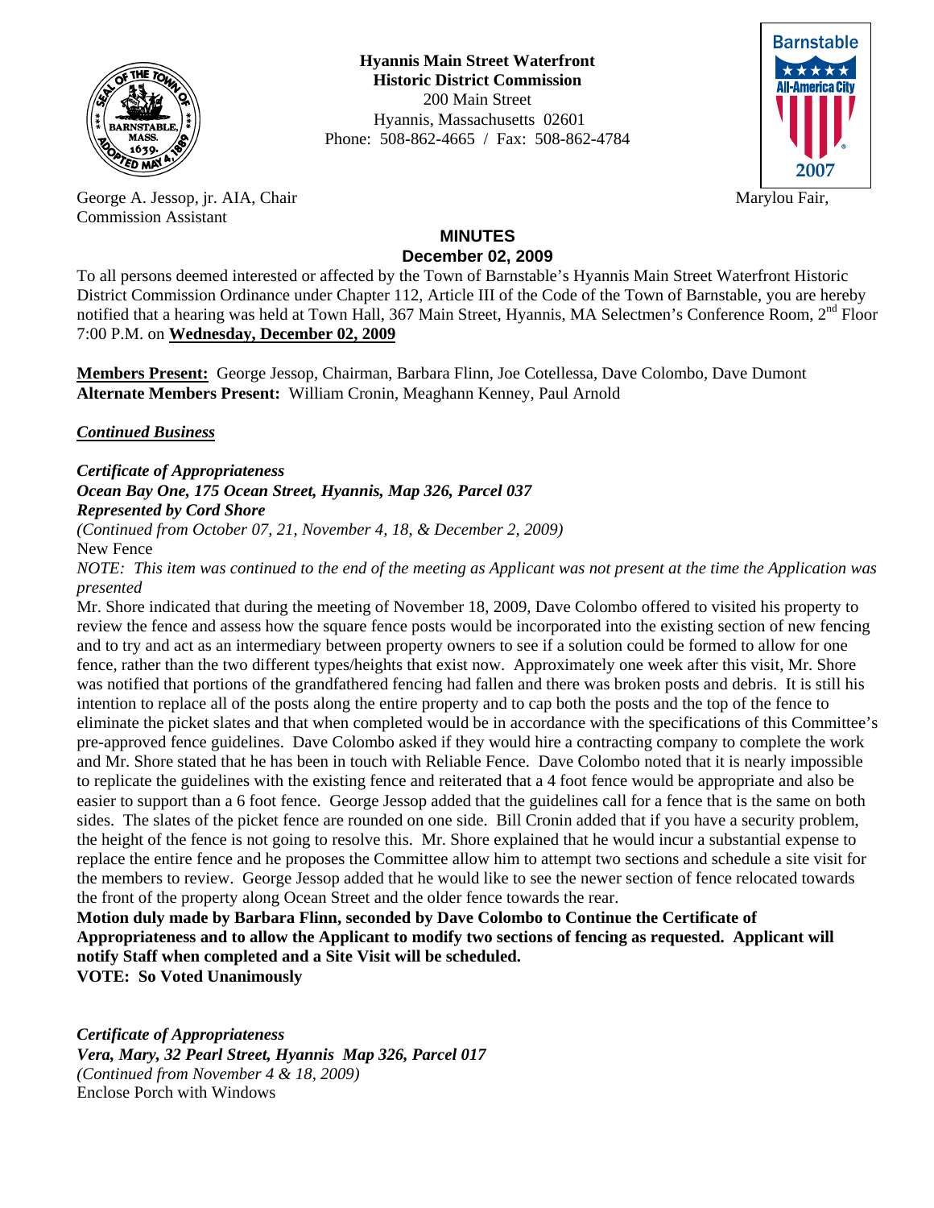**Hyannis Main Street Waterfront**
**Historic District Commission**
200 Main Street
Hyannis, Massachusetts 02601
Phone: 508-862-4665 / Fax: 508-862-4784

George A. Jessop, jr. AIA, Chair
Marylou Fair, Commission Assistant

## MINUTES
## December 02, 2009

To all persons deemed interested or affected by the Town of Barnstable's Hyannis Main Street Waterfront Historic District Commission Ordinance under Chapter 112, Article III of the Code of the Town of Barnstable, you are hereby notified that a hearing was held at Town Hall, 367 Main Street, Hyannis, MA Selectmen's Conference Room, 2nd Floor 7:00 P.M. on **Wednesday, December 02, 2009**

**Members Present:** George Jessop, Chairman, Barbara Flinn, Joe Cotellessa, Dave Colombo, Dave Dumont
**Alternate Members Present:** William Cronin, Meaghann Kenney, Paul Arnold

***Continued Business***

***Certificate of Appropriateness***
***Ocean Bay One, 175 Ocean Street, Hyannis, Map 326, Parcel 037***
***Represented by Cord Shore***
*(Continued from October 07, 21, November 4, 18, & December 2, 2009)*
New Fence
*NOTE: This item was continued to the end of the meeting as Applicant was not present at the time the Application was presented*

Mr. Shore indicated that during the meeting of November 18, 2009, Dave Colombo offered to visited his property to review the fence and assess how the square fence posts would be incorporated into the existing section of new fencing and to try and act as an intermediary between property owners to see if a solution could be formed to allow for one fence, rather than the two different types/heights that exist now. Approximately one week after this visit, Mr. Shore was notified that portions of the grandfathered fencing had fallen and there was broken posts and debris. It is still his intention to replace all of the posts along the entire property and to cap both the posts and the top of the fence to eliminate the picket slates and that when completed would be in accordance with the specifications of this Committee's pre-approved fence guidelines. Dave Colombo asked if they would hire a contracting company to complete the work and Mr. Shore stated that he has been in touch with Reliable Fence. Dave Colombo noted that it is nearly impossible to replicate the guidelines with the existing fence and reiterated that a 4 foot fence would be appropriate and also be easier to support than a 6 foot fence. George Jessop added that the guidelines call for a fence that is the same on both sides. The slates of the picket fence are rounded on one side. Bill Cronin added that if you have a security problem, the height of the fence is not going to resolve this. Mr. Shore explained that he would incur a substantial expense to replace the entire fence and he proposes the Committee allow him to attempt two sections and schedule a site visit for the members to review. George Jessop added that he would like to see the newer section of fence relocated towards the front of the property along Ocean Street and the older fence towards the rear.

**Motion duly made by Barbara Flinn, seconded by Dave Colombo to Continue the Certificate of Appropriateness and to allow the Applicant to modify two sections of fencing as requested. Applicant will notify Staff when completed and a Site Visit will be scheduled.**
**VOTE: So Voted Unanimously**

***Certificate of Appropriateness***
***Vera, Mary, 32 Pearl Street, Hyannis Map 326, Parcel 017***
*(Continued from November 4 & 18, 2009)*
Enclose Porch with Windows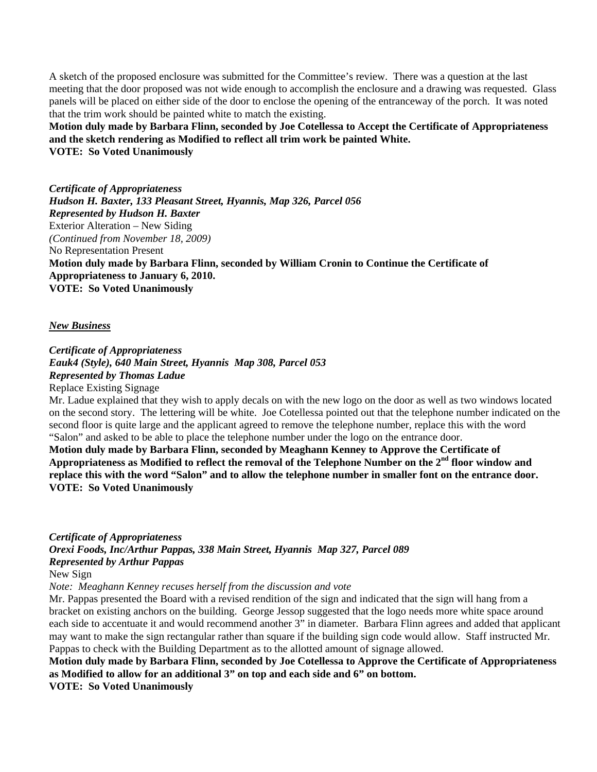A sketch of the proposed enclosure was submitted for the Committee's review. There was a question at the last meeting that the door proposed was not wide enough to accomplish the enclosure and a drawing was requested. Glass panels will be placed on either side of the door to enclose the opening of the entranceway of the porch. It was noted that the trim work should be painted white to match the existing.

**Motion duly made by Barbara Flinn, seconded by Joe Cotellessa to Accept the Certificate of Appropriateness and the sketch rendering as Modified to reflect all trim work be painted White.**
**VOTE: So Voted Unanimously**

***Certificate of Appropriateness***
***Hudson H. Baxter, 133 Pleasant Street, Hyannis, Map 326, Parcel 056***
***Represented by Hudson H. Baxter***
Exterior Alteration – New Siding
*(Continued from November 18, 2009)*
No Representation Present
**Motion duly made by Barbara Flinn, seconded by William Cronin to Continue the Certificate of Appropriateness to January 6, 2010.**
**VOTE: So Voted Unanimously**

***New Business***

***Certificate of Appropriateness***
***Eauk4 (Style), 640 Main Street, Hyannis Map 308, Parcel 053***
***Represented by Thomas Ladue***
Replace Existing Signage
Mr. Ladue explained that they wish to apply decals on with the new logo on the door as well as two windows located on the second story. The lettering will be white. Joe Cotellessa pointed out that the telephone number indicated on the second floor is quite large and the applicant agreed to remove the telephone number, replace this with the word "Salon" and asked to be able to place the telephone number under the logo on the entrance door.
**Motion duly made by Barbara Flinn, seconded by Meaghann Kenney to Approve the Certificate of Appropriateness as Modified to reflect the removal of the Telephone Number on the 2nd floor window and replace this with the word "Salon" and to allow the telephone number in smaller font on the entrance door.**
**VOTE: So Voted Unanimously**

***Certificate of Appropriateness***
***Orexi Foods, Inc/Arthur Pappas, 338 Main Street, Hyannis Map 327, Parcel 089***
***Represented by Arthur Pappas***
New Sign
*Note: Meaghann Kenney recuses herself from the discussion and vote*
Mr. Pappas presented the Board with a revised rendition of the sign and indicated that the sign will hang from a bracket on existing anchors on the building. George Jessop suggested that the logo needs more white space around each side to accentuate it and would recommend another 3" in diameter. Barbara Flinn agrees and added that applicant may want to make the sign rectangular rather than square if the building sign code would allow. Staff instructed Mr. Pappas to check with the Building Department as to the allotted amount of signage allowed.
**Motion duly made by Barbara Flinn, seconded by Joe Cotellessa to Approve the Certificate of Appropriateness as Modified to allow for an additional 3" on top and each side and 6" on bottom.**
**VOTE: So Voted Unanimously**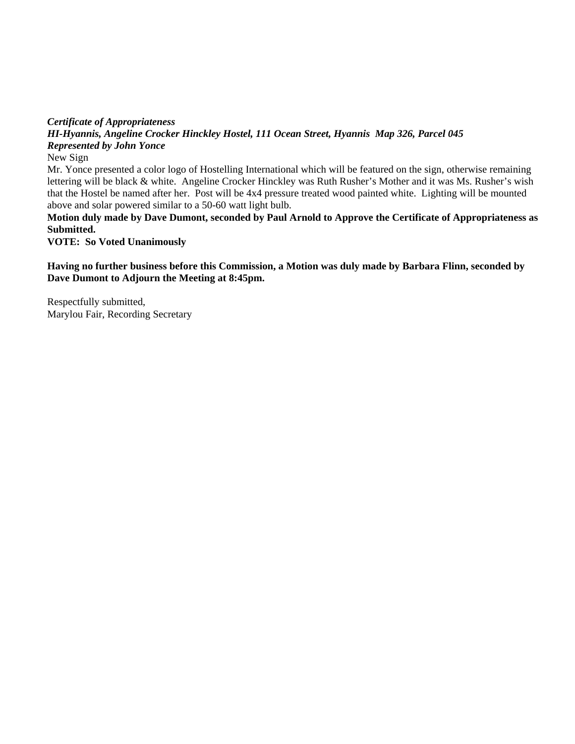***Certificate of Appropriateness***
***HI-Hyannis, Angeline Crocker Hinckley Hostel, 111 Ocean Street, Hyannis Map 326, Parcel 045***
***Represented by John Yonce***

New Sign

Mr. Yonce presented a color logo of Hostelling International which will be featured on the sign, otherwise remaining lettering will be black & white. Angeline Crocker Hinckley was Ruth Rusher's Mother and it was Ms. Rusher's wish that the Hostel be named after her. Post will be 4x4 pressure treated wood painted white. Lighting will be mounted above and solar powered similar to a 50-60 watt light bulb.

**Motion duly made by Dave Dumont, seconded by Paul Arnold to Approve the Certificate of Appropriateness as Submitted.**

**VOTE: So Voted Unanimously**

**Having no further business before this Commission, a Motion was duly made by Barbara Flinn, seconded by Dave Dumont to Adjourn the Meeting at 8:45pm.**

Respectfully submitted,
Marylou Fair, Recording Secretary